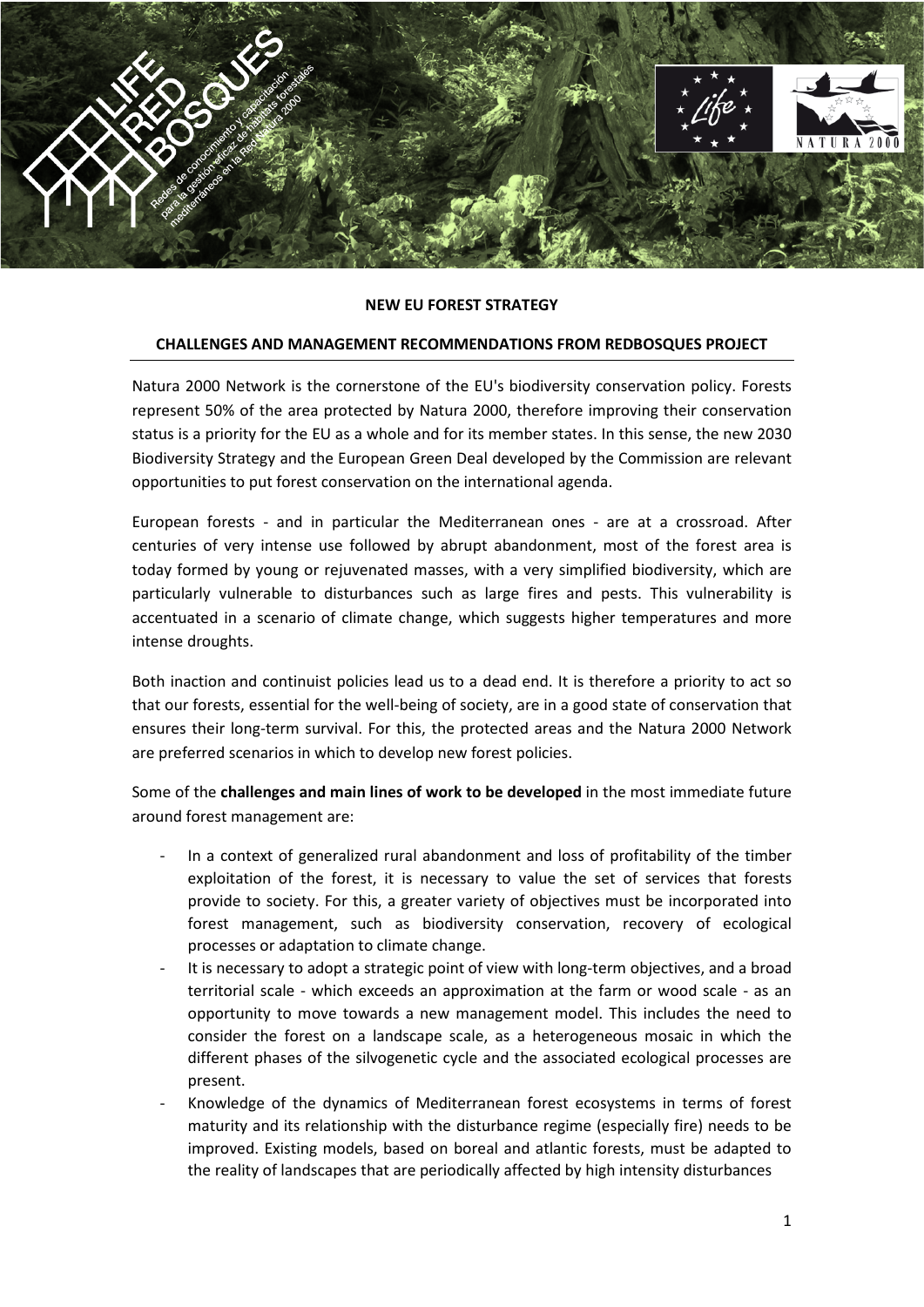**NEW EU FOREST STRATEGY**

**CHALLENGES AND MANAGEMENT RECOMMENDATIONS FROM REDBOSQUES PROJECT**

Natura 2000 Network is the cornerstone of the EU's biodiversity conservation policy. Forests represent 50% of the area protected by Natura 2000, therefore improving their conservation status is a priority for the EU as a whole and for its member states. In this sense, the new 2030 Biodiversity Strategy and the European Green Deal developed by the Commission are relevant opportunities to put forest conservation on the international agenda.

European forests - and in particular the Mediterranean ones - are at a crossroad. After centuries of very intense use followed by abrupt abandonment, most of the forest area is today formed by young or rejuvenated masses, with a very simplified biodiversity, which are particularly vulnerable to disturbances such as large fires and pests. This vulnerability is accentuated in a scenario of climate change, which suggests higher temperatures and more intense droughts.

Both inaction and continuist policies lead us to a dead end. It is therefore a priority to act so that our forests, essential for the well-being of society, are in a good state of conservation that ensures their long-term survival. For this, the protected areas and the Natura 2000 Network are preferred scenarios in which to develop new forest policies.

Some of the **challenges and main lines of work to be developed** in the most immediate future around forest management are:

- In a context of generalized rural abandonment and loss of profitability of the timber exploitation of the forest, it is necessary to value the set of services that forests provide to society. For this, a greater variety of objectives must be incorporated into forest management, such as biodiversity conservation, recovery of ecological processes or adaptation to climate change.
- It is necessary to adopt a strategic point of view with long-term objectives, and a broad territorial scale - which exceeds an approximation at the farm or wood scale - as an opportunity to move towards a new management model. This includes the need to consider the forest on a landscape scale, as a heterogeneous mosaic in which the different phases of the silvogenetic cycle and the associated ecological processes are present.
- Knowledge of the dynamics of Mediterranean forest ecosystems in terms of forest maturity and its relationship with the disturbance regime (especially fire) needs to be improved. Existing models, based on boreal and atlantic forests, must be adapted to the reality of landscapes that are periodically affected by high intensity disturbances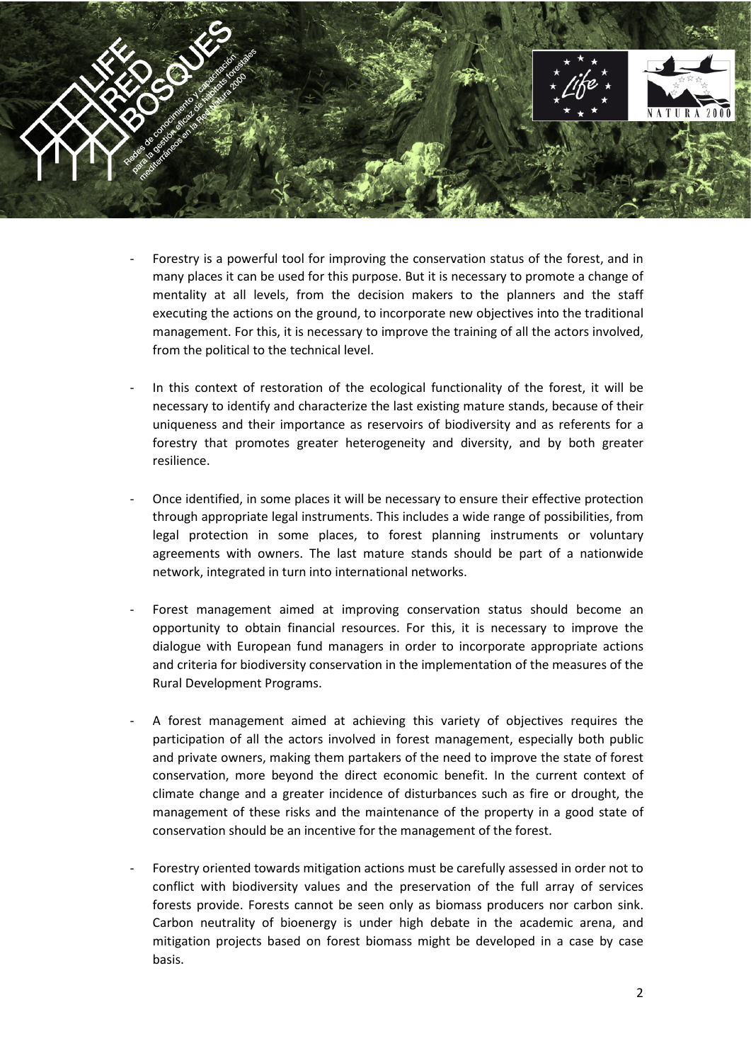- Forestry is a powerful tool for improving the conservation status of the forest, and in many places it can be used for this purpose. But it is necessary to promote a change of mentality at all levels, from the decision makers to the planners and the staff executing the actions on the ground, to incorporate new objectives into the traditional management. For this, it is necessary to improve the training of all the actors involved, from the political to the technical level.

- In this context of restoration of the ecological functionality of the forest, it will be necessary to identify and characterize the last existing mature stands, because of their uniqueness and their importance as reservoirs of biodiversity and as referents for a forestry that promotes greater heterogeneity and diversity, and by both greater resilience.

- Once identified, in some places it will be necessary to ensure their effective protection through appropriate legal instruments. This includes a wide range of possibilities, from legal protection in some places, to forest planning instruments or voluntary agreements with owners. The last mature stands should be part of a nationwide network, integrated in turn into international networks.

- Forest management aimed at improving conservation status should become an opportunity to obtain financial resources. For this, it is necessary to improve the dialogue with European fund managers in order to incorporate appropriate actions and criteria for biodiversity conservation in the implementation of the measures of the Rural Development Programs.

- A forest management aimed at achieving this variety of objectives requires the participation of all the actors involved in forest management, especially both public and private owners, making them partakers of the need to improve the state of forest conservation, more beyond the direct economic benefit. In the current context of climate change and a greater incidence of disturbances such as fire or drought, the management of these risks and the maintenance of the property in a good state of conservation should be an incentive for the management of the forest.

- Forestry oriented towards mitigation actions must be carefully assessed in order not to conflict with biodiversity values and the preservation of the full array of services forests provide. Forests cannot be seen only as biomass producers nor carbon sink. Carbon neutrality of bioenergy is under high debate in the academic arena, and mitigation projects based on forest biomass might be developed in a case by case basis.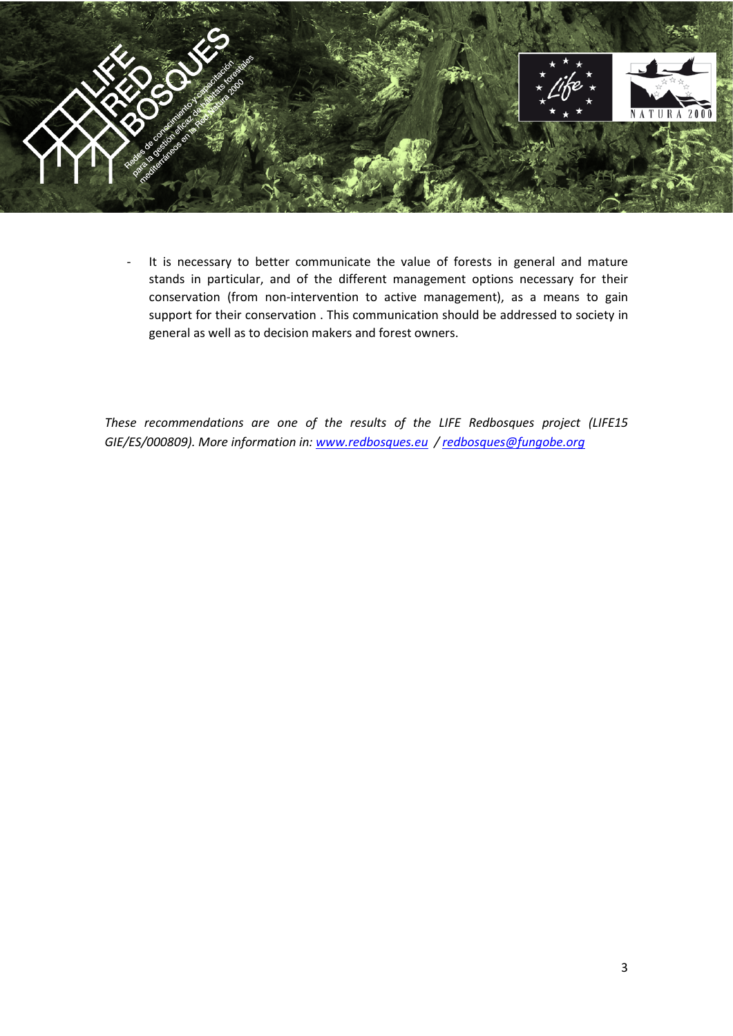- It is necessary to better communicate the value of forests in general and mature stands in particular, and of the different management options necessary for their conservation (from non-intervention to active management), as a means to gain support for their conservation . This communication should be addressed to society in general as well as to decision makers and forest owners.

*These recommendations are one of the results of the LIFE Redbosques project (LIFE15 GIE/ES/000809). More information in: [www.redbosques.eu](http://www.redbosques.eu) / [redbosques@fungobe.org](mailto:redbosques@fungobe.org)*